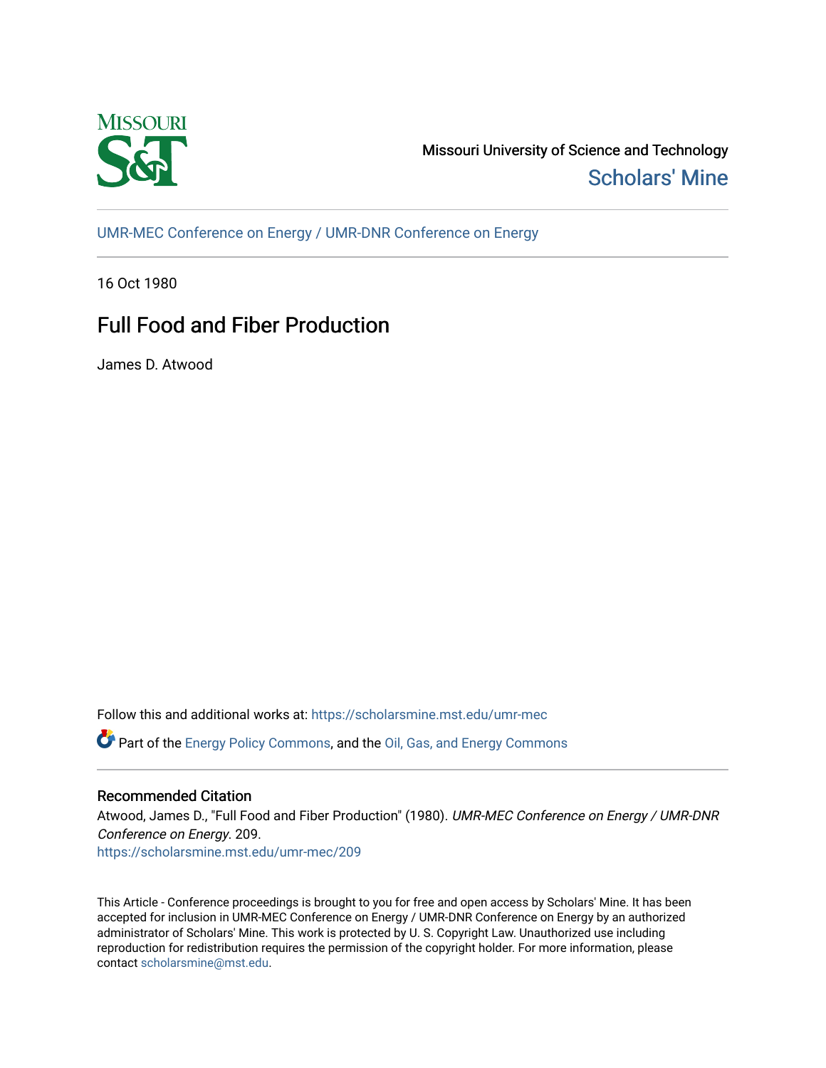Missouri University of Science and Technology

Scholars' Mine

UMR-MEC Conference on Energy / UMR-DNR Conference on Energy

16 Oct 1980

# Full Food and Fiber Production

James D. Atwood

Follow this and additional works at: https://scholarsmine.mst.edu/umr-mec

Part of the Energy Policy Commons, and the Oil, Gas, and Energy Commons

## Recommended Citation

Atwood, James D., "Full Food and Fiber Production" (1980). *UMR-MEC Conference on Energy / UMR-DNR Conference on Energy*. 209.
https://scholarsmine.mst.edu/umr-mec/209

This Article - Conference proceedings is brought to you for free and open access by Scholars' Mine. It has been accepted for inclusion in UMR-MEC Conference on Energy / UMR-DNR Conference on Energy by an authorized administrator of Scholars' Mine. This work is protected by U. S. Copyright Law. Unauthorized use including reproduction for redistribution requires the permission of the copyright holder. For more information, please contact scholarsmine@mst.edu.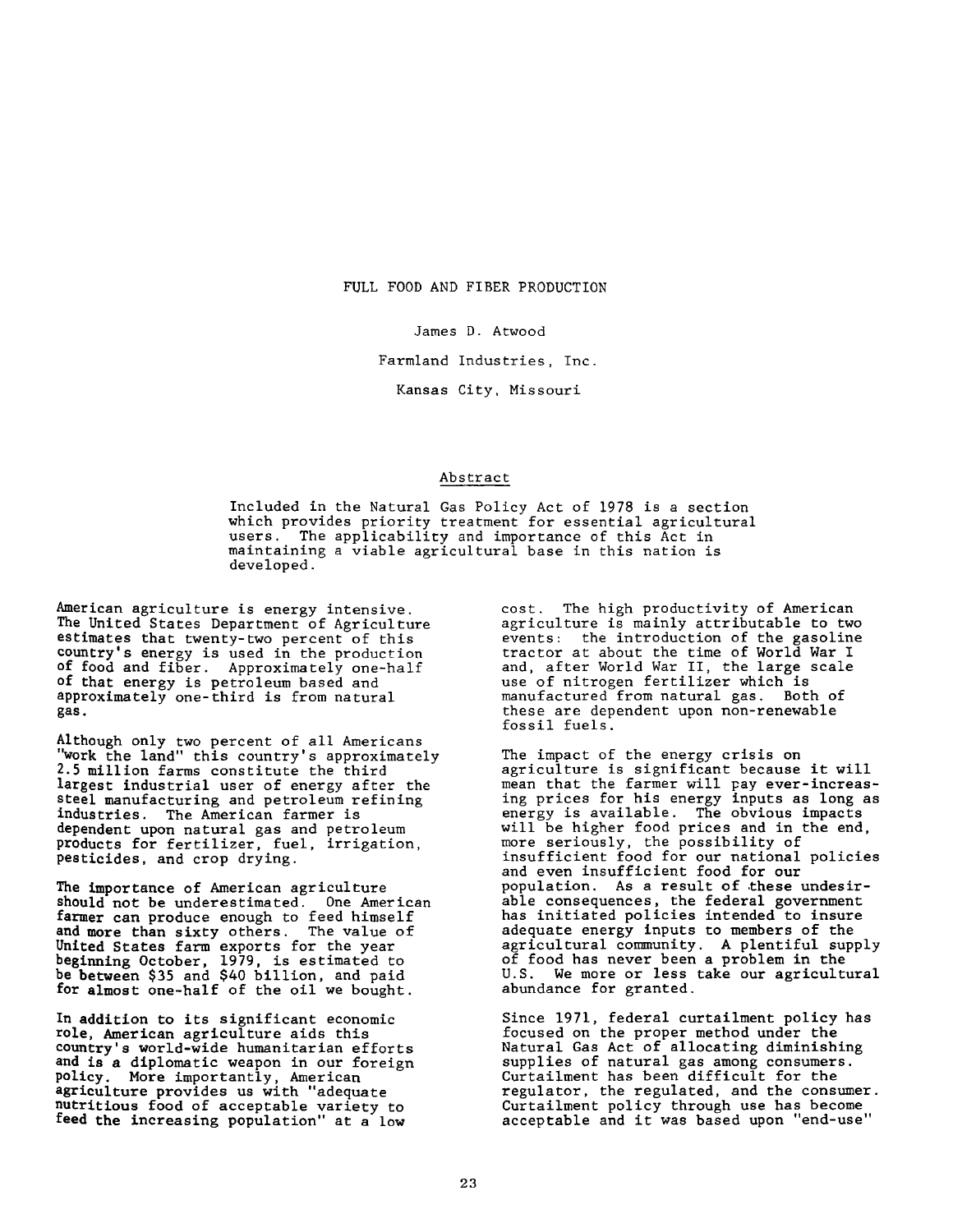# FULL FOOD AND FIBER PRODUCTION

James D. Atwood

Farmland Industries, Inc.

Kansas City, Missouri

## Abstract

Included in the Natural Gas Policy Act of 1978 is a section which provides priority treatment for essential agricultural users. The applicability and importance of this Act in maintaining a viable agricultural base in this nation is developed.

American agriculture is energy intensive. The United States Department of Agriculture estimates that twenty-two percent of this country's energy is used in the production of food and fiber. Approximately one-half of that energy is petroleum based and approximately one-third is from natural gas.

Although only two percent of all Americans "work the land" this country's approximately 2.5 million farms constitute the third largest industrial user of energy after the steel manufacturing and petroleum refining industries. The American farmer is dependent upon natural gas and petroleum products for fertilizer, fuel, irrigation, pesticides, and crop drying.

The importance of American agriculture should not be underestimated. One American farmer can produce enough to feed himself and more than sixty others. The value of United States farm exports for the year beginning October, 1979, is estimated to be between \$35 and \$40 billion, and paid for almost one-half of the oil we bought.

In addition to its significant economic role, American agriculture aids this country's world-wide humanitarian efforts and is a diplomatic weapon in our foreign policy. More importantly, American agriculture provides us with "adequate nutritious food of acceptable variety to feed the increasing population" at a low cost. The high productivity of American agriculture is mainly attributable to two events: the introduction of the gasoline tractor at about the time of World War I and, after World War II, the large scale use of nitrogen fertilizer which is manufactured from natural gas. Both of these are dependent upon non-renewable fossil fuels.

The impact of the energy crisis on agriculture is significant because it will mean that the farmer will pay ever-increasing prices for his energy inputs as long as energy is available. The obvious impacts will be higher food prices and in the end, more seriously, the possibility of insufficient food for our national policies and even insufficient food for our population. As a result of these undesirable consequences, the federal government has initiated policies intended to insure adequate energy inputs to members of the agricultural community. A plentiful supply of food has never been a problem in the U.S. We more or less take our agricultural abundance for granted.

Since 1971, federal curtailment policy has focused on the proper method under the Natural Gas Act of allocating diminishing supplies of natural gas among consumers. Curtailment has been difficult for the regulator, the regulated, and the consumer. Curtailment policy through use has become acceptable and it was based upon "end-use"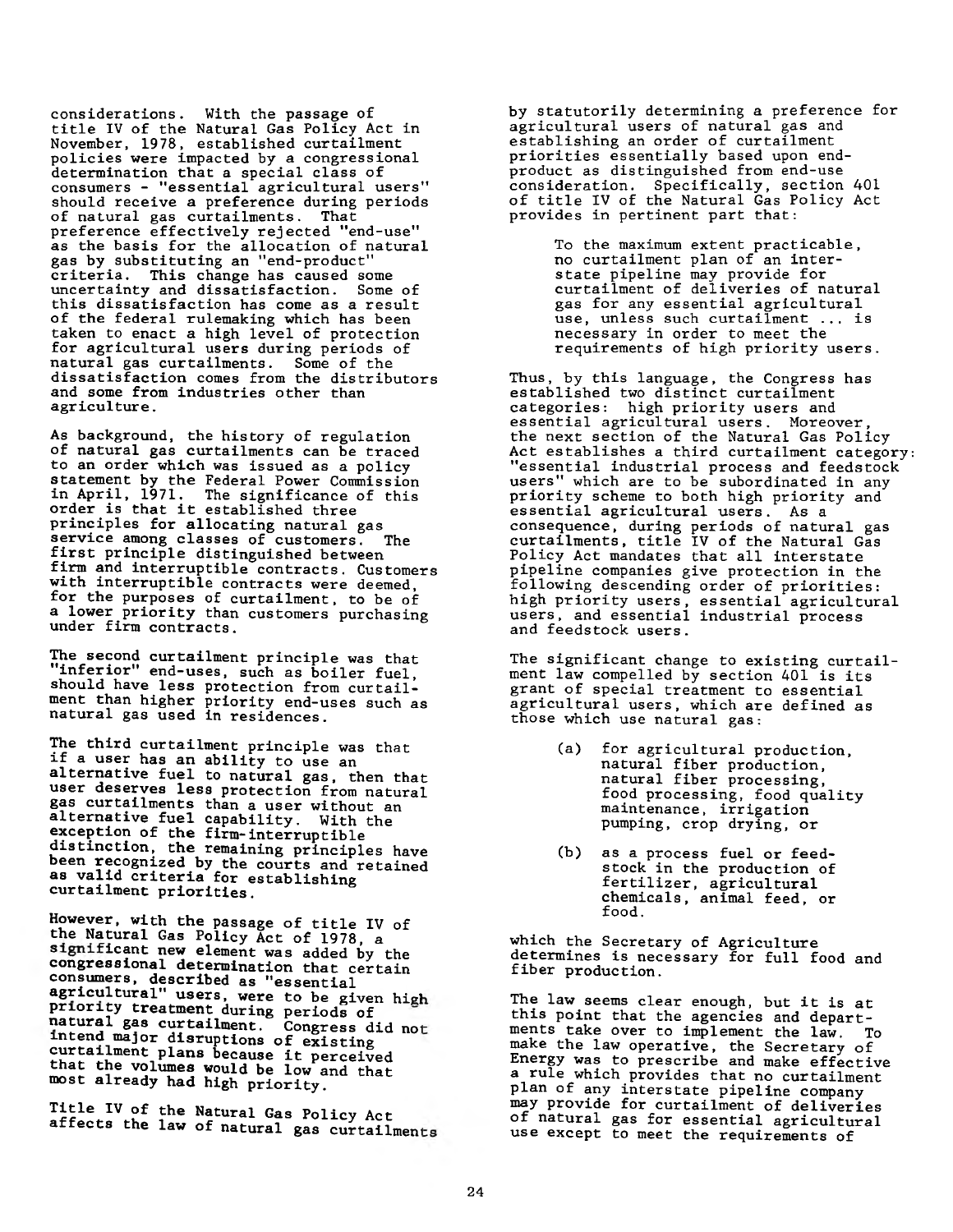considerations. With the passage of title IV of the Natural Gas Policy Act in November, 1978, established curtailment policies were impacted by a congressional determination that a special class of consumers - "essential agricultural users" should receive a preference during periods of natural gas curtailments. That preference effectively rejected "end-use" as the basis for the allocation of natural gas by substituting an "end-product" criteria. This change has caused some uncertainty and dissatisfaction. Some of this dissatisfaction has come as a result of the federal rulemaking which has been taken to enact a high level of protection for agricultural users during periods of natural gas curtailments. Some of the dissatisfaction comes from the distributors and some from industries other than agriculture.

As background, the history of regulation of natural gas curtailments can be traced to an order which was issued as a policy statement by the Federal Power Commission in April, 1971. The significance of this order is that it established three principles for allocating natural gas service among classes of customers. The first principle distinguished between firm and interruptible contracts. Customers with interruptible contracts were deemed, for the purposes of curtailment, to be of a lower priority than customers purchasing under firm contracts.

The second curtailment principle was that "inferior" end-uses, such as boiler fuel, should have less protection from curtailment than higher priority end-uses such as natural gas used in residences.

The third curtailment principle was that if a user has an ability to use an alternative fuel to natural gas, then that user deserves less protection from natural gas curtailments than a user without an alternative fuel capability. With the exception of the firm-interruptible distinction, the remaining principles have been recognized by the courts and retained as valid criteria for establishing curtailment priorities.

However, with the passage of title IV of the Natural Gas Policy Act of 1978, a significant new element was added by the congressional determination that certain consumers, described as "essential agricultural" users, were to be given high priority treatment during periods of natural gas curtailment. Congress did not intend major disruptions of existing curtailment plans because it perceived that the volumes would be low and that most already had high priority.

Title IV of the Natural Gas Policy Act affects the law of natural gas curtailments by statutorily determining a preference for agricultural users of natural gas and establishing an order of curtailment priorities essentially based upon end-product as distinguished from end-use consideration. Specifically, section 401 of title IV of the Natural Gas Policy Act provides in pertinent part that:

> To the maximum extent practicable, no curtailment plan of an interstate pipeline may provide for curtailment of deliveries of natural gas for any essential agricultural use, unless such curtailment ... is necessary in order to meet the requirements of high priority users.

Thus, by this language, the Congress has established two distinct curtailment categories: high priority users and essential agricultural users. Moreover, the next section of the Natural Gas Policy Act establishes a third curtailment category: "essential industrial process and feedstock users" which are to be subordinated in any priority scheme to both high priority and essential agricultural users. As a consequence, during periods of natural gas curtailments, title IV of the Natural Gas Policy Act mandates that all interstate pipeline companies give protection in the following descending order of priorities: high priority users, essential agricultural users, and essential industrial process and feedstock users.

The significant change to existing curtailment law compelled by section 401 is its grant of special treatment to essential agricultural users, which are defined as those which use natural gas:

> (a) for agricultural production, natural fiber production, natural fiber processing, food processing, food quality maintenance, irrigation pumping, crop drying, or
>
> (b) as a process fuel or feedstock in the production of fertilizer, agricultural chemicals, animal feed, or food.

which the Secretary of Agriculture determines is necessary for full food and fiber production.

The law seems clear enough, but it is at this point that the agencies and departments take over to implement the law. To make the law operative, the Secretary of Energy was to prescribe and make effective a rule which provides that no curtailment plan of any interstate pipeline company may provide for curtailment of deliveries of natural gas for essential agricultural use except to meet the requirements of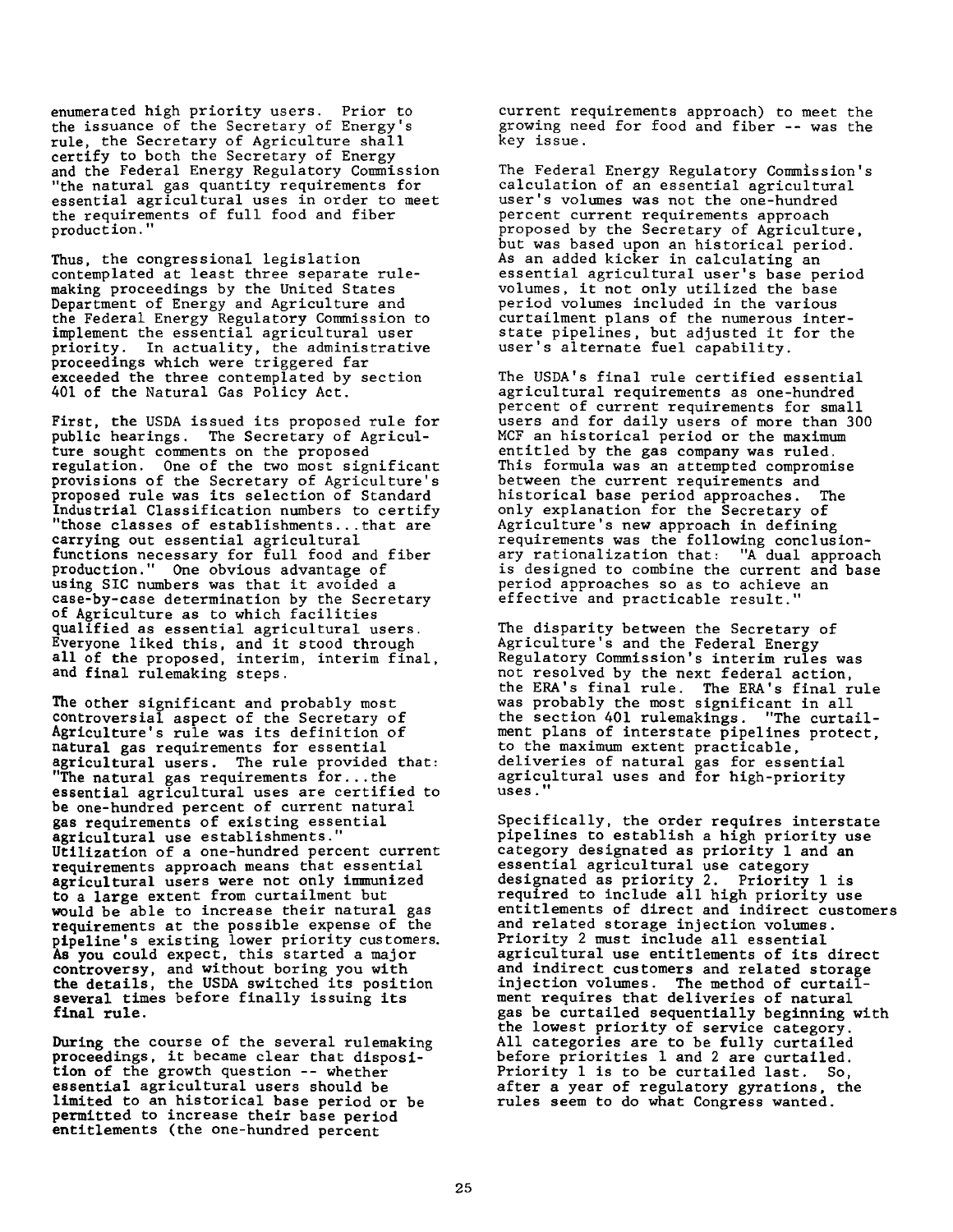enumerated high priority users. Prior to the issuance of the Secretary of Energy's rule, the Secretary of Agriculture shall certify to both the Secretary of Energy and the Federal Energy Regulatory Commission "the natural gas quantity requirements for essential agricultural uses in order to meet the requirements of full food and fiber production."

Thus, the congressional legislation contemplated at least three separate rulemaking proceedings by the United States Department of Energy and Agriculture and the Federal Energy Regulatory Commission to implement the essential agricultural user priority. In actuality, the administrative proceedings which were triggered far exceeded the three contemplated by section 401 of the Natural Gas Policy Act.

First, the USDA issued its proposed rule for public hearings. The Secretary of Agriculture sought comments on the proposed regulation. One of the two most significant provisions of the Secretary of Agriculture's proposed rule was its selection of Standard Industrial Classification numbers to certify "those classes of establishments...that are carrying out essential agricultural functions necessary for full food and fiber production." One obvious advantage of using SIC numbers was that it avoided a case-by-case determination by the Secretary of Agriculture as to which facilities qualified as essential agricultural users. Everyone liked this, and it stood through all of the proposed, interim, interim final, and final rulemaking steps.

The other significant and probably most controversial aspect of the Secretary of Agriculture's rule was its definition of natural gas requirements for essential agricultural users. The rule provided that: "The natural gas requirements for...the essential agricultural uses are certified to be one-hundred percent of current natural gas requirements of existing essential agricultural use establishments." Utilization of a one-hundred percent current requirements approach means that essential agricultural users were not only immunized to a large extent from curtailment but would be able to increase their natural gas requirements at the possible expense of the pipeline's existing lower priority customers. As you could expect, this started a major controversy, and without boring you with the details, the USDA switched its position several times before finally issuing its final rule.

During the course of the several rulemaking proceedings, it became clear that disposition of the growth question -- whether essential agricultural users should be limited to an historical base period or be permitted to increase their base period entitlements (the one-hundred percent current requirements approach) to meet the growing need for food and fiber -- was the key issue.

The Federal Energy Regulatory Commission's calculation of an essential agricultural user's volumes was not the one-hundred percent current requirements approach proposed by the Secretary of Agriculture, but was based upon an historical period. As an added kicker in calculating an essential agricultural user's base period volumes, it not only utilized the base period volumes included in the various curtailment plans of the numerous interstate pipelines, but adjusted it for the user's alternate fuel capability.

The USDA's final rule certified essential agricultural requirements as one-hundred percent of current requirements for small users and for daily users of more than 300 MCF an historical period or the maximum entitled by the gas company was ruled. This formula was an attempted compromise between the current requirements and historical base period approaches. The only explanation for the Secretary of Agriculture's new approach in defining requirements was the following conclusionary rationalization that: "A dual approach is designed to combine the current and base period approaches so as to achieve an effective and practicable result."

The disparity between the Secretary of Agriculture's and the Federal Energy Regulatory Commission's interim rules was not resolved by the next federal action, the ERA's final rule. The ERA's final rule was probably the most significant in all the section 401 rulemakings. "The curtailment plans of interstate pipelines protect, to the maximum extent practicable, deliveries of natural gas for essential agricultural uses and for high-priority uses."

Specifically, the order requires interstate pipelines to establish a high priority use category designated as priority 1 and an essential agricultural use category designated as priority 2. Priority 1 is required to include all high priority use entitlements of direct and indirect customers and related storage injection volumes. Priority 2 must include all essential agricultural use entitlements of its direct and indirect customers and related storage injection volumes. The method of curtailment requires that deliveries of natural gas be curtailed sequentially beginning with the lowest priority of service category. All categories are to be fully curtailed before priorities 1 and 2 are curtailed. Priority 1 is to be curtailed last. So, after a year of regulatory gyrations, the rules seem to do what Congress wanted.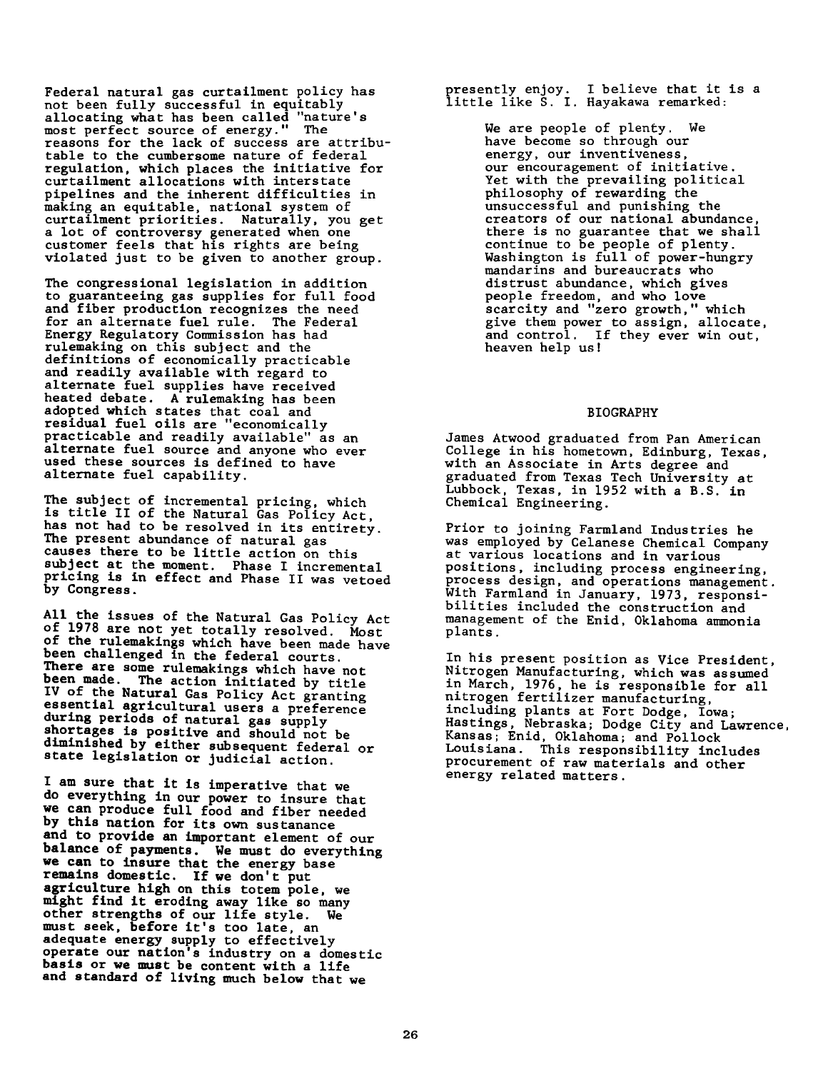Federal natural gas curtailment policy has not been fully successful in equitably allocating what has been called "nature's most perfect source of energy." The reasons for the lack of success are attributable to the cumbersome nature of federal regulation, which places the initiative for curtailment allocations with interstate pipelines and the inherent difficulties in making an equitable, national system of curtailment priorities. Naturally, you get a lot of controversy generated when one customer feels that his rights are being violated just to be given to another group.

The congressional legislation in addition to guaranteeing gas supplies for full food and fiber production recognizes the need for an alternate fuel rule. The Federal Energy Regulatory Commission has had rulemaking on this subject and the definitions of economically practicable and readily available with regard to alternate fuel supplies have received heated debate. A rulemaking has been adopted which states that coal and residual fuel oils are "economically practicable and readily available" as an alternate fuel source and anyone who ever used these sources is defined to have alternate fuel capability.

The subject of incremental pricing, which is title II of the Natural Gas Policy Act, has not had to be resolved in its entirety. The present abundance of natural gas causes there to be little action on this subject at the moment. Phase I incremental pricing is in effect and Phase II was vetoed by Congress.

All the issues of the Natural Gas Policy Act of 1978 are not yet totally resolved. Most of the rulemakings which have been made have been challenged in the federal courts. There are some rulemakings which have not been made. The action initiated by title IV of the Natural Gas Policy Act granting essential agricultural users a preference during periods of natural gas supply shortages is positive and should not be diminished by either subsequent federal or state legislation or judicial action.

I am sure that it is imperative that we do everything in our power to insure that we can produce full food and fiber needed by this nation for its own sustanance and to provide an important element of our balance of payments. We must do everything we can to insure that the energy base remains domestic. If we don't put agriculture high on this totem pole, we might find it eroding away like so many other strengths of our life style. We must seek, before it's too late, an adequate energy supply to effectively operate our nation's industry on a domestic basis or we must be content with a life and standard of living much below that we presently enjoy. I believe that it is a little like S. I. Hayakawa remarked:

> We are people of plenty. We have become so through our energy, our inventiveness, our encouragement of initiative. Yet with the prevailing political philosophy of rewarding the unsuccessful and punishing the creators of our national abundance, there is no guarantee that we shall continue to be people of plenty. Washington is full of power-hungry mandarins and bureaucrats who distrust abundance, which gives people freedom, and who love scarcity and "zero growth," which give them power to assign, allocate, and control. If they ever win out, heaven help us!

## BIOGRAPHY

James Atwood graduated from Pan American College in his hometown, Edinburg, Texas, with an Associate in Arts degree and graduated from Texas Tech University at Lubbock, Texas, in 1952 with a B.S. in Chemical Engineering.

Prior to joining Farmland Industries he was employed by Celanese Chemical Company at various locations and in various positions, including process engineering, process design, and operations management. With Farmland in January, 1973, responsibilities included the construction and management of the Enid, Oklahoma ammonia plants.

In his present position as Vice President, Nitrogen Manufacturing, which was assumed in March, 1976, he is responsible for all nitrogen fertilizer manufacturing, including plants at Fort Dodge, Iowa; Hastings, Nebraska; Dodge City and Lawrence, Kansas; Enid, Oklahoma; and Pollock Louisiana. This responsibility includes procurement of raw materials and other energy related matters.